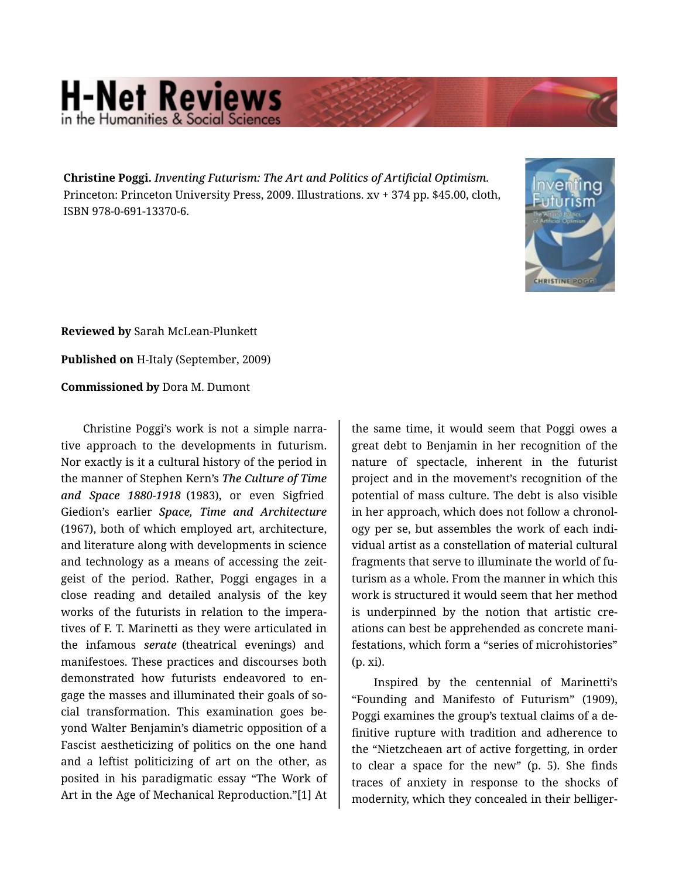**Christine Poggi.** *Inventing Futurism: The Art and Politics of Artificial Optimism.* Princeton: Princeton University Press, 2009. Illustrations. xv + 374 pp. $45.00, cloth, ISBN 978-0-691-13370-6.

**Reviewed by** Sarah McLean-Plunkett

**Published on** H-Italy (September, 2009)

**Commissioned by** Dora M. Dumont

Christine Poggi's work is not a simple narrative approach to the developments in futurism. Nor exactly is it a cultural history of the period in the manner of Stephen Kern's ***The Culture of Time and Space 1880-1918*** (1983), or even Sigfried Giedion's earlier ***Space, Time and Architecture*** (1967), both of which employed art, architecture, and literature along with developments in science and technology as a means of accessing the zeitgeist of the period. Rather, Poggi engages in a close reading and detailed analysis of the key works of the futurists in relation to the imperatives of F. T. Marinetti as they were articulated in the infamous ***serate*** (theatrical evenings) and manifestoes. These practices and discourses both demonstrated how futurists endeavored to engage the masses and illuminated their goals of social transformation. This examination goes beyond Walter Benjamin's diametric opposition of a Fascist aestheticizing of politics on the one hand and a leftist politicizing of art on the other, as posited in his paradigmatic essay "The Work of Art in the Age of Mechanical Reproduction."[1] At the same time, it would seem that Poggi owes a great debt to Benjamin in her recognition of the nature of spectacle, inherent in the futurist project and in the movement's recognition of the potential of mass culture. The debt is also visible in her approach, which does not follow a chronology per se, but assembles the work of each individual artist as a constellation of material cultural fragments that serve to illuminate the world of futurism as a whole. From the manner in which this work is structured it would seem that her method is underpinned by the notion that artistic creations can best be apprehended as concrete manifestations, which form a "series of microhistories" (p. xi).

Inspired by the centennial of Marinetti's "Founding and Manifesto of Futurism" (1909), Poggi examines the group's textual claims of a definitive rupture with tradition and adherence to the "Nietzcheaen art of active forgetting, in order to clear a space for the new" (p. 5). She finds traces of anxiety in response to the shocks of modernity, which they concealed in their belliger-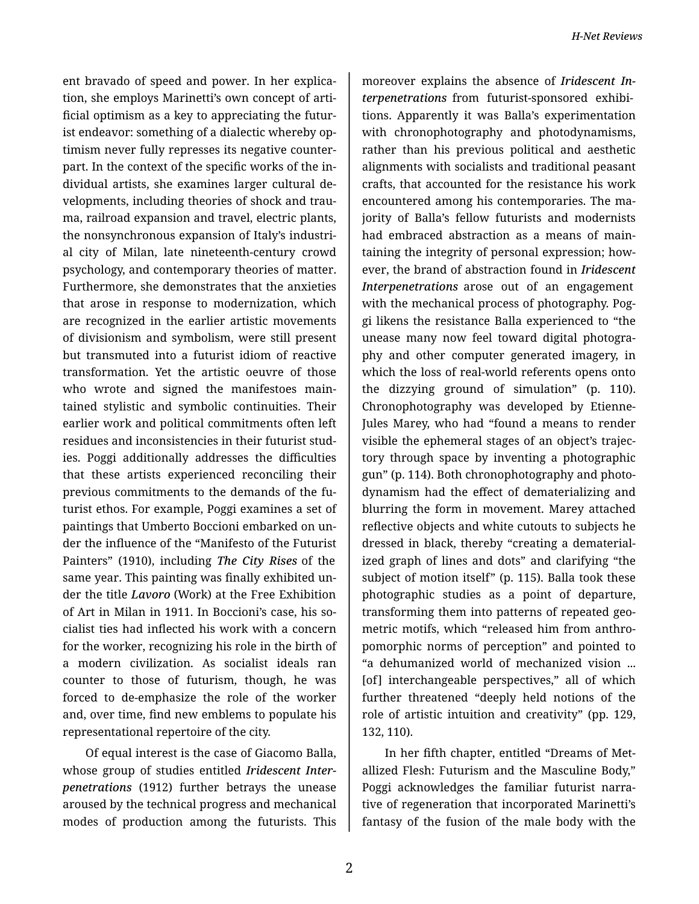ent bravado of speed and power. In her explication, she employs Marinetti's own concept of artificial optimism as a key to appreciating the futurist endeavor: something of a dialectic whereby optimism never fully represses its negative counterpart. In the context of the specific works of the individual artists, she examines larger cultural developments, including theories of shock and trauma, railroad expansion and travel, electric plants, the nonsynchronous expansion of Italy's industrial city of Milan, late nineteenth-century crowd psychology, and contemporary theories of matter. Furthermore, she demonstrates that the anxieties that arose in response to modernization, which are recognized in the earlier artistic movements of divisionism and symbolism, were still present but transmuted into a futurist idiom of reactive transformation. Yet the artistic oeuvre of those who wrote and signed the manifestoes maintained stylistic and symbolic continuities. Their earlier work and political commitments often left residues and inconsistencies in their futurist studies. Poggi additionally addresses the difficulties that these artists experienced reconciling their previous commitments to the demands of the futurist ethos. For example, Poggi examines a set of paintings that Umberto Boccioni embarked on under the influence of the "Manifesto of the Futurist Painters" (1910), including ***The City Rises*** of the same year. This painting was finally exhibited under the title ***Lavoro*** (Work) at the Free Exhibition of Art in Milan in 1911. In Boccioni's case, his socialist ties had inflected his work with a concern for the worker, recognizing his role in the birth of a modern civilization. As socialist ideals ran counter to those of futurism, though, he was forced to de-emphasize the role of the worker and, over time, find new emblems to populate his representational repertoire of the city.

Of equal interest is the case of Giacomo Balla, whose group of studies entitled *Iridescent Interpenetrations* (1912) further betrays the unease aroused by the technical progress and mechanical modes of production among the futurists. This moreover explains the absence of *Iridescent Interpenetrations* from futurist-sponsored exhibitions. Apparently it was Balla's experimentation with chronophotography and photodynamisms, rather than his previous political and aesthetic alignments with socialists and traditional peasant crafts, that accounted for the resistance his work encountered among his contemporaries. The majority of Balla's fellow futurists and modernists had embraced abstraction as a means of maintaining the integrity of personal expression; however, the brand of abstraction found in *Iridescent Interpenetrations* arose out of an engagement with the mechanical process of photography. Poggi likens the resistance Balla experienced to "the unease many now feel toward digital photography and other computer generated imagery, in which the loss of real-world referents opens onto the dizzying ground of simulation" (p. 110). Chronophotography was developed by Etienne-Jules Marey, who had "found a means to render visible the ephemeral stages of an object's trajectory through space by inventing a photographic gun" (p. 114). Both chronophotography and photodynamism had the effect of dematerializing and blurring the form in movement. Marey attached reflective objects and white cutouts to subjects he dressed in black, thereby "creating a dematerialized graph of lines and dots" and clarifying "the subject of motion itself" (p. 115). Balla took these photographic studies as a point of departure, transforming them into patterns of repeated geometric motifs, which "released him from anthropomorphic norms of perception" and pointed to "a dehumanized world of mechanized vision ... [of] interchangeable perspectives," all of which further threatened "deeply held notions of the role of artistic intuition and creativity" (pp. 129, 132, 110).

In her fifth chapter, entitled "Dreams of Metallized Flesh: Futurism and the Masculine Body," Poggi acknowledges the familiar futurist narrative of regeneration that incorporated Marinetti's fantasy of the fusion of the male body with the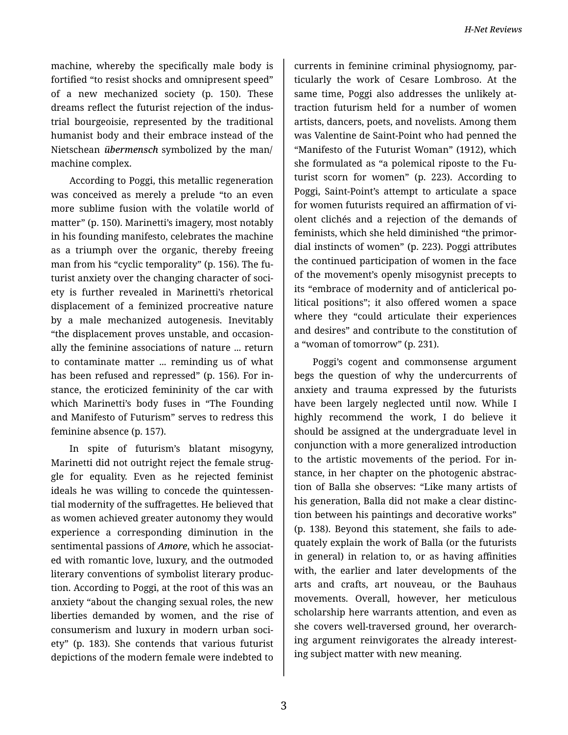machine, whereby the specifically male body is fortified "to resist shocks and omnipresent speed" of a new mechanized society (p. 150). These dreams reflect the futurist rejection of the industrial bourgeoisie, represented by the traditional humanist body and their embrace instead of the Nietschean ***übermensch*** symbolized by the man/machine complex.

According to Poggi, this metallic regeneration was conceived as merely a prelude "to an even more sublime fusion with the volatile world of matter" (p. 150). Marinetti's imagery, most notably in his founding manifesto, celebrates the machine as a triumph over the organic, thereby freeing man from his "cyclic temporality" (p. 156). The futurist anxiety over the changing character of society is further revealed in Marinetti's rhetorical displacement of a feminized procreative nature by a male mechanized autogenesis. Inevitably "the displacement proves unstable, and occasionally the feminine associations of nature ... return to contaminate matter ... reminding us of what has been refused and repressed" (p. 156). For instance, the eroticized femininity of the car with which Marinetti's body fuses in "The Founding and Manifesto of Futurism" serves to redress this feminine absence (p. 157).

In spite of futurism's blatant misogyny, Marinetti did not outright reject the female struggle for equality. Even as he rejected feminist ideals he was willing to concede the quintessential modernity of the suffragettes. He believed that as women achieved greater autonomy they would experience a corresponding diminution in the sentimental passions of ***Amore***, which he associated with romantic love, luxury, and the outmoded literary conventions of symbolist literary production. According to Poggi, at the root of this was an anxiety "about the changing sexual roles, the new liberties demanded by women, and the rise of consumerism and luxury in modern urban society" (p. 183). She contends that various futurist depictions of the modern female were indebted to currents in feminine criminal physiognomy, particularly the work of Cesare Lombroso. At the same time, Poggi also addresses the unlikely attraction futurism held for a number of women artists, dancers, poets, and novelists. Among them was Valentine de Saint-Point who had penned the "Manifesto of the Futurist Woman" (1912), which she formulated as "a polemical riposte to the Futurist scorn for women" (p. 223). According to Poggi, Saint-Point's attempt to articulate a space for women futurists required an affirmation of violent clichés and a rejection of the demands of feminists, which she held diminished "the primordial instincts of women" (p. 223). Poggi attributes the continued participation of women in the face of the movement's openly misogynist precepts to its "embrace of modernity and of anticlerical political positions"; it also offered women a space where they "could articulate their experiences and desires" and contribute to the constitution of a "woman of tomorrow" (p. 231).

Poggi's cogent and commonsense argument begs the question of why the undercurrents of anxiety and trauma expressed by the futurists have been largely neglected until now. While I highly recommend the work, I do believe it should be assigned at the undergraduate level in conjunction with a more generalized introduction to the artistic movements of the period. For instance, in her chapter on the photogenic abstraction of Balla she observes: "Like many artists of his generation, Balla did not make a clear distinction between his paintings and decorative works" (p. 138). Beyond this statement, she fails to adequately explain the work of Balla (or the futurists in general) in relation to, or as having affinities with, the earlier and later developments of the arts and crafts, art nouveau, or the Bauhaus movements. Overall, however, her meticulous scholarship here warrants attention, and even as she covers well-traversed ground, her overarching argument reinvigorates the already interesting subject matter with new meaning.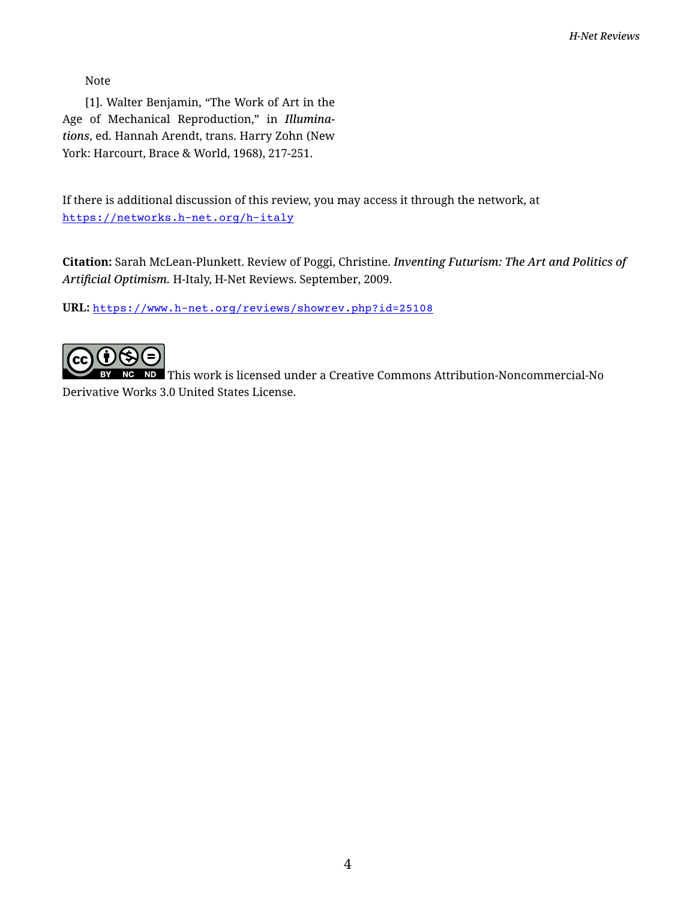Note

[1]. Walter Benjamin, "The Work of Art in the Age of Mechanical Reproduction," in *Illuminations*, ed. Hannah Arendt, trans. Harry Zohn (New York: Harcourt, Brace & World, 1968), 217-251.

If there is additional discussion of this review, you may access it through the network, at https://networks.h-net.org/h-italy

**Citation:** Sarah McLean-Plunkett. Review of Poggi, Christine. *Inventing Futurism: The Art and Politics of Artificial Optimism.* H-Italy, H-Net Reviews. September, 2009.

**URL:** https://www.h-net.org/reviews/showrev.php?id=25108

This work is licensed under a Creative Commons Attribution-Noncommercial-No Derivative Works 3.0 United States License.